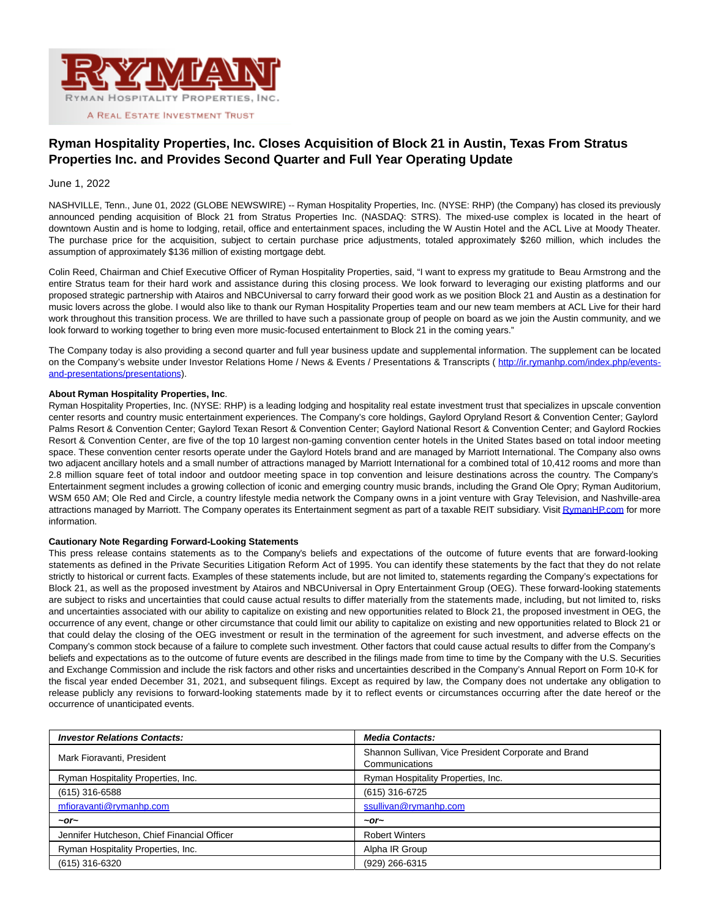RYMAN

RYMAN HOSPITALITY PROPERTIES, INC.

A REAL ESTATE INVESTMENT TRUST

# Ryman Hospitality Properties, Inc. Closes Acquisition of Block 21 in Austin, Texas From Stratus Properties Inc. and Provides Second Quarter and Full Year Operating Update

June 1, 2022

NASHVILLE, Tenn., June 01, 2022 (GLOBE NEWSWIRE) -- Ryman Hospitality Properties, Inc. (NYSE: RHP) (the Company) has closed its previously announced pending acquisition of Block 21 from Stratus Properties Inc. (NASDAQ: STRS). The mixed-use complex is located in the heart of downtown Austin and is home to lodging, retail, office and entertainment spaces, including the W Austin Hotel and the ACL Live at Moody Theater. The purchase price for the acquisition, subject to certain purchase price adjustments, totaled approximately $260 million, which includes the assumption of approximately $136 million of existing mortgage debt.

Colin Reed, Chairman and Chief Executive Officer of Ryman Hospitality Properties, said, "I want to express my gratitude to Beau Armstrong and the entire Stratus team for their hard work and assistance during this closing process. We look forward to leveraging our existing platforms and our proposed strategic partnership with Atairos and NBCUniversal to carry forward their good work as we position Block 21 and Austin as a destination for music lovers across the globe. I would also like to thank our Ryman Hospitality Properties team and our new team members at ACL Live for their hard work throughout this transition process. We are thrilled to have such a passionate group of people on board as we join the Austin community, and we look forward to working together to bring even more music-focused entertainment to Block 21 in the coming years."

The Company today is also providing a second quarter and full year business update and supplemental information. The supplement can be located on the Company's website under Investor Relations Home / News & Events / Presentations & Transcripts ( http://ir.rymanhp.com/index.php/events-and-presentations/presentations).

**About Ryman Hospitality Properties, Inc**.
Ryman Hospitality Properties, Inc. (NYSE: RHP) is a leading lodging and hospitality real estate investment trust that specializes in upscale convention center resorts and country music entertainment experiences. The Company's core holdings, Gaylord Opryland Resort & Convention Center; Gaylord Palms Resort & Convention Center; Gaylord Texan Resort & Convention Center; Gaylord National Resort & Convention Center; and Gaylord Rockies Resort & Convention Center, are five of the top 10 largest non-gaming convention center hotels in the United States based on total indoor meeting space. These convention center resorts operate under the Gaylord Hotels brand and are managed by Marriott International. The Company also owns two adjacent ancillary hotels and a small number of attractions managed by Marriott International for a combined total of 10,412 rooms and more than 2.8 million square feet of total indoor and outdoor meeting space in top convention and leisure destinations across the country. The Company's Entertainment segment includes a growing collection of iconic and emerging country music brands, including the Grand Ole Opry; Ryman Auditorium, WSM 650 AM; Ole Red and Circle, a country lifestyle media network the Company owns in a joint venture with Gray Television, and Nashville-area attractions managed by Marriott. The Company operates its Entertainment segment as part of a taxable REIT subsidiary. Visit RymanHP.com for more information.

**Cautionary Note Regarding Forward-Looking Statements**
This press release contains statements as to the Company's beliefs and expectations of the outcome of future events that are forward-looking statements as defined in the Private Securities Litigation Reform Act of 1995. You can identify these statements by the fact that they do not relate strictly to historical or current facts. Examples of these statements include, but are not limited to, statements regarding the Company's expectations for Block 21, as well as the proposed investment by Atairos and NBCUniversal in Opry Entertainment Group (OEG). These forward-looking statements are subject to risks and uncertainties that could cause actual results to differ materially from the statements made, including, but not limited to, risks and uncertainties associated with our ability to capitalize on existing and new opportunities related to Block 21, the proposed investment in OEG, the occurrence of any event, change or other circumstance that could limit our ability to capitalize on existing and new opportunities related to Block 21 or that could delay the closing of the OEG investment or result in the termination of the agreement for such investment, and adverse effects on the Company's common stock because of a failure to complete such investment. Other factors that could cause actual results to differ from the Company's beliefs and expectations as to the outcome of future events are described in the filings made from time to time by the Company with the U.S. Securities and Exchange Commission and include the risk factors and other risks and uncertainties described in the Company's Annual Report on Form 10-K for the fiscal year ended December 31, 2021, and subsequent filings. Except as required by law, the Company does not undertake any obligation to release publicly any revisions to forward-looking statements made by it to reflect events or circumstances occurring after the date hereof or the occurrence of unanticipated events.

| ***Investor Relations Contacts:*** | ***Media Contacts:*** |
|---|---|
| Mark Fioravanti, President | Shannon Sullivan, Vice President Corporate and Brand Communications |
| Ryman Hospitality Properties, Inc. | Ryman Hospitality Properties, Inc. |
| (615) 316-6588 | (615) 316-6725 |
| mfioravanti@rymanhp.com | ssullivan@rymanhp.com |
| ***~or~*** | ***~or~*** |
| Jennifer Hutcheson, Chief Financial Officer | Robert Winters |
| Ryman Hospitality Properties, Inc. | Alpha IR Group |
| (615) 316-6320 | (929) 266-6315 |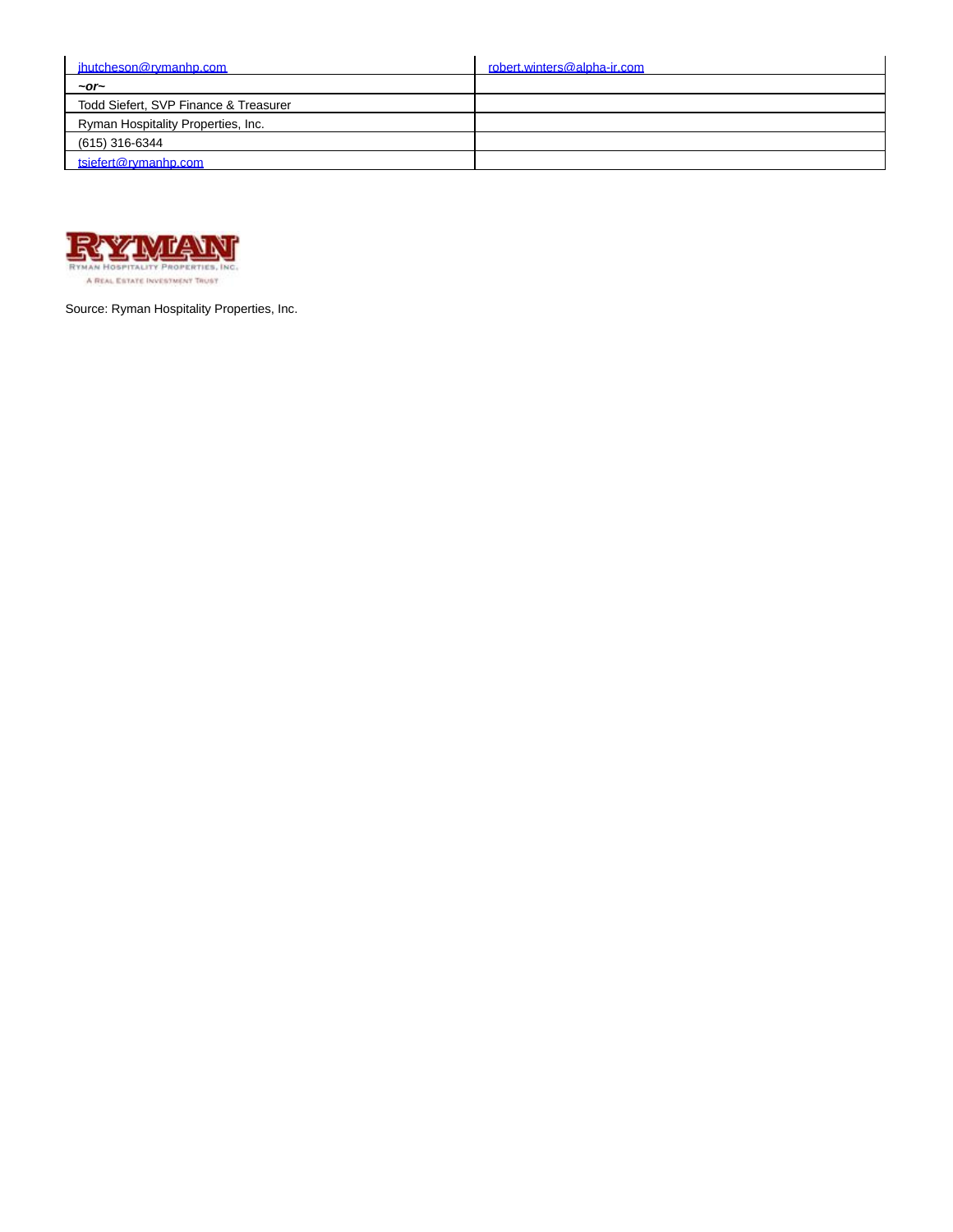| | |
|---|---|
| jhutcheson@rymanhp.com | robert.winters@alpha-ir.com |
| ***~or~*** | |
| Todd Siefert, SVP Finance & Treasurer | |
| Ryman Hospitality Properties, Inc. | |
| (615) 316-6344 | |
| tsiefert@rymanhp.com | |

Source: Ryman Hospitality Properties, Inc.